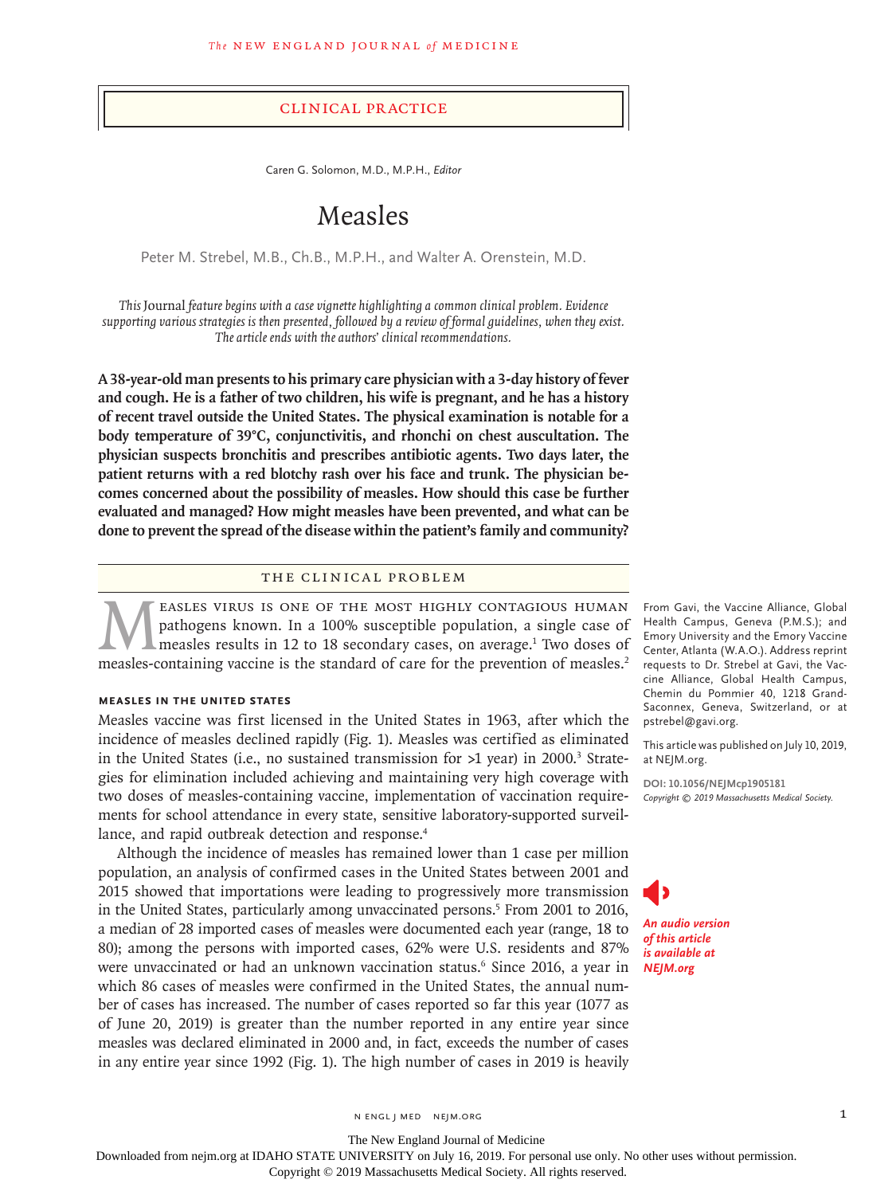CLINICAL PRACTICE

Caren G. Solomon, M.D., M.P.H., *Editor*

# Measles

Peter M. Strebel, M.B., Ch.B., M.P.H., and Walter A. Orenstein, M.D.

*This* Journal *feature begins with a case vignette highlighting a common clinical problem. Evidence supporting various strategies is then presented, followed by a review of formal guidelines, when they exist. The article ends with the authors' clinical recommendations.*

**A 38-year-old man presents to his primary care physician with a 3-day history of fever and cough. He is a father of two children, his wife is pregnant, and he has a history of recent travel outside the United States. The physical examination is notable for a body temperature of 39°C, conjunctivitis, and rhonchi on chest auscultation. The physician suspects bronchitis and prescribes antibiotic agents. Two days later, the patient returns with a red blotchy rash over his face and trunk. The physician becomes concerned about the possibility of measles. How should this case be further evaluated and managed? How might measles have been prevented, and what can be done to prevent the spread of the disease within the patient's family and community?**

## THE CLINICAL PROBLEM

Measles virus is one of the most highly contagious human pathogens known. In a 100% susceptible population, a single case of measles results in 12 to 18 secondary cases, on average.[1] Two doses of measles-containing vaccine is the standard of care for the prevention of measles.[2]

### MEASLES IN THE UNITED STATES

Measles vaccine was first licensed in the United States in 1963, after which the incidence of measles declined rapidly (Fig. 1). Measles was certified as eliminated in the United States (i.e., no sustained transmission for >1 year) in 2000.[3] Strategies for elimination included achieving and maintaining very high coverage with two doses of measles-containing vaccine, implementation of vaccination requirements for school attendance in every state, sensitive laboratory-supported surveillance, and rapid outbreak detection and response.[4]

Although the incidence of measles has remained lower than 1 case per million population, an analysis of confirmed cases in the United States between 2001 and 2015 showed that importations were leading to progressively more transmission in the United States, particularly among unvaccinated persons.[5] From 2001 to 2016, a median of 28 imported cases of measles were documented each year (range, 18 to 80); among the persons with imported cases, 62% were U.S. residents and 87% were unvaccinated or had an unknown vaccination status.[6] Since 2016, a year in which 86 cases of measles were confirmed in the United States, the annual number of cases has increased. The number of cases reported so far this year (1077 as of June 20, 2019) is greater than the number reported in any entire year since measles was declared eliminated in 2000 and, in fact, exceeds the number of cases in any entire year since 1992 (Fig. 1). The high number of cases in 2019 is heavily

From Gavi, the Vaccine Alliance, Global Health Campus, Geneva (P.M.S.); and Emory University and the Emory Vaccine Center, Atlanta (W.A.O.). Address reprint requests to Dr. Strebel at Gavi, the Vaccine Alliance, Global Health Campus, Chemin du Pommier 40, 1218 Grand-Saconnex, Geneva, Switzerland, or at pstrebel@gavi.org.

This article was published on July 10, 2019, at NEJM.org.

DOI: 10.1056/NEJMcp1905181
*Copyright © 2019 Massachusetts Medical Society.*

*An audio version of this article is available at NEJM.org*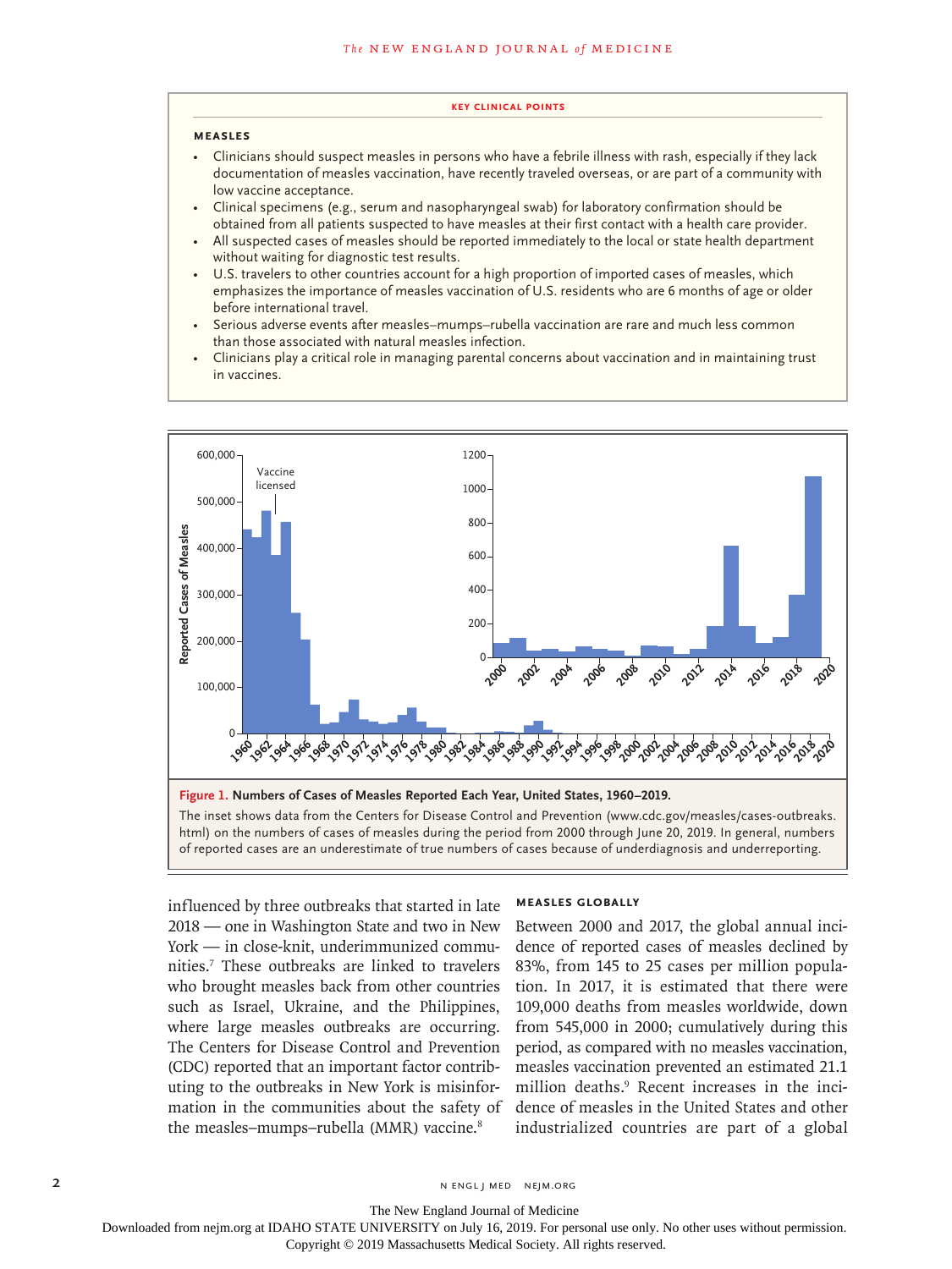**KEY CLINICAL POINTS**

### MEASLES

- Clinicians should suspect measles in persons who have a febrile illness with rash, especially if they lack documentation of measles vaccination, have recently traveled overseas, or are part of a community with low vaccine acceptance.
- Clinical specimens (e.g., serum and nasopharyngeal swab) for laboratory confirmation should be obtained from all patients suspected to have measles at their first contact with a health care provider.
- All suspected cases of measles should be reported immediately to the local or state health department without waiting for diagnostic test results.
- U.S. travelers to other countries account for a high proportion of imported cases of measles, which emphasizes the importance of measles vaccination of U.S. residents who are 6 months of age or older before international travel.
- Serious adverse events after measles–mumps–rubella vaccination are rare and much less common than those associated with natural measles infection.
- Clinicians play a critical role in managing parental concerns about vaccination and in maintaining trust in vaccines.

**Figure 1. Numbers of Cases of Measles Reported Each Year, United States, 1960–2019.**

The inset shows data from the Centers for Disease Control and Prevention (www.cdc.gov/measles/cases-outbreaks.html) on the numbers of cases of measles during the period from 2000 through June 20, 2019. In general, numbers of reported cases are an underestimate of true numbers of cases because of underdiagnosis and underreporting.

influenced by three outbreaks that started in late 2018 — one in Washington State and two in New York — in close-knit, underimmunized communities.[7] These outbreaks are linked to travelers who brought measles back from other countries such as Israel, Ukraine, and the Philippines, where large measles outbreaks are occurring. The Centers for Disease Control and Prevention (CDC) reported that an important factor contributing to the outbreaks in New York is misinformation in the communities about the safety of the measles–mumps–rubella (MMR) vaccine.[8]

## MEASLES GLOBALLY

Between 2000 and 2017, the global annual incidence of reported cases of measles declined by 83%, from 145 to 25 cases per million population. In 2017, it is estimated that there were 109,000 deaths from measles worldwide, down from 545,000 in 2000; cumulatively during this period, as compared with no measles vaccination, measles vaccination prevented an estimated 21.1 million deaths.[9] Recent increases in the incidence of measles in the United States and other industrialized countries are part of a global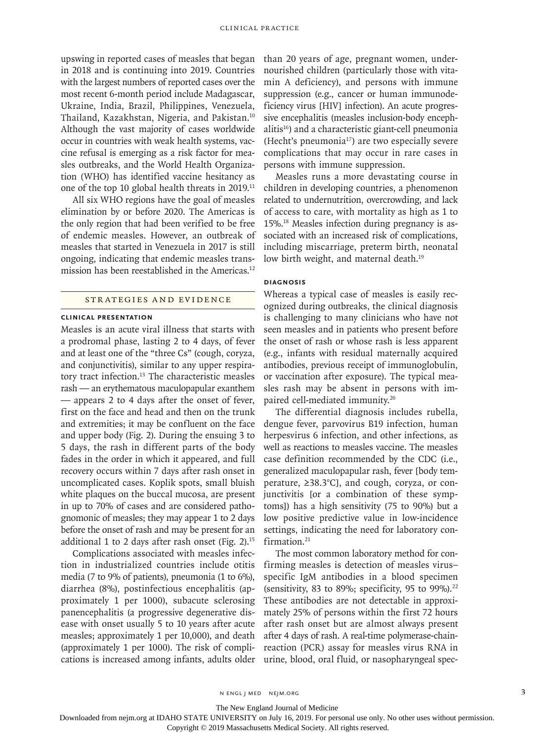upswing in reported cases of measles that began in 2018 and is continuing into 2019. Countries with the largest numbers of reported cases over the most recent 6-month period include Madagascar, Ukraine, India, Brazil, Philippines, Venezuela, Thailand, Kazakhstan, Nigeria, and Pakistan.[10] Although the vast majority of cases worldwide occur in countries with weak health systems, vaccine refusal is emerging as a risk factor for measles outbreaks, and the World Health Organization (WHO) has identified vaccine hesitancy as one of the top 10 global health threats in 2019.[11]

All six WHO regions have the goal of measles elimination by or before 2020. The Americas is the only region that had been verified to be free of endemic measles. However, an outbreak of measles that started in Venezuela in 2017 is still ongoing, indicating that endemic measles transmission has been reestablished in the Americas.[12]

## Strategies and Evidence

### Clinical Presentation

Measles is an acute viral illness that starts with a prodromal phase, lasting 2 to 4 days, of fever and at least one of the "three Cs" (cough, coryza, and conjunctivitis), similar to any upper respiratory tract infection.[13] The characteristic measles rash — an erythematous maculopapular exanthem — appears 2 to 4 days after the onset of fever, first on the face and head and then on the trunk and extremities; it may be confluent on the face and upper body (Fig. 2). During the ensuing 3 to 5 days, the rash in different parts of the body fades in the order in which it appeared, and full recovery occurs within 7 days after rash onset in uncomplicated cases. Koplik spots, small bluish white plaques on the buccal mucosa, are present in up to 70% of cases and are considered pathognomonic of measles; they may appear 1 to 2 days before the onset of rash and may be present for an additional 1 to 2 days after rash onset (Fig. 2).[15]

Complications associated with measles infection in industrialized countries include otitis media (7 to 9% of patients), pneumonia (1 to 6%), diarrhea (8%), postinfectious encephalitis (approximately 1 per 1000), subacute sclerosing panencephalitis (a progressive degenerative disease with onset usually 5 to 10 years after acute measles; approximately 1 per 10,000), and death (approximately 1 per 1000). The risk of complications is increased among infants, adults older than 20 years of age, pregnant women, undernourished children (particularly those with vitamin A deficiency), and persons with immune suppression (e.g., cancer or human immunodeficiency virus [HIV] infection). An acute progressive encephalitis (measles inclusion-body encephalitis[16]) and a characteristic giant-cell pneumonia (Hecht's pneumonia[17]) are two especially severe complications that may occur in rare cases in persons with immune suppression.

Measles runs a more devastating course in children in developing countries, a phenomenon related to undernutrition, overcrowding, and lack of access to care, with mortality as high as 1 to 15%.[18] Measles infection during pregnancy is associated with an increased risk of complications, including miscarriage, preterm birth, neonatal low birth weight, and maternal death.[19]

### Diagnosis

Whereas a typical case of measles is easily recognized during outbreaks, the clinical diagnosis is challenging to many clinicians who have not seen measles and in patients who present before the onset of rash or whose rash is less apparent (e.g., infants with residual maternally acquired antibodies, previous receipt of immunoglobulin, or vaccination after exposure). The typical measles rash may be absent in persons with impaired cell-mediated immunity.[20]

The differential diagnosis includes rubella, dengue fever, parvovirus B19 infection, human herpesvirus 6 infection, and other infections, as well as reactions to measles vaccine. The measles case definition recommended by the CDC (i.e., generalized maculopapular rash, fever [body temperature, ≥38.3°C], and cough, coryza, or conjunctivitis [or a combination of these symptoms]) has a high sensitivity (75 to 90%) but a low positive predictive value in low-incidence settings, indicating the need for laboratory confirmation.[21]

The most common laboratory method for confirming measles is detection of measles virus–specific IgM antibodies in a blood specimen (sensitivity, 83 to 89%; specificity, 95 to 99%).[22] These antibodies are not detectable in approximately 25% of persons within the first 72 hours after rash onset but are almost always present after 4 days of rash. A real-time polymerase-chain-reaction (PCR) assay for measles virus RNA in urine, blood, oral fluid, or nasopharyngeal spec-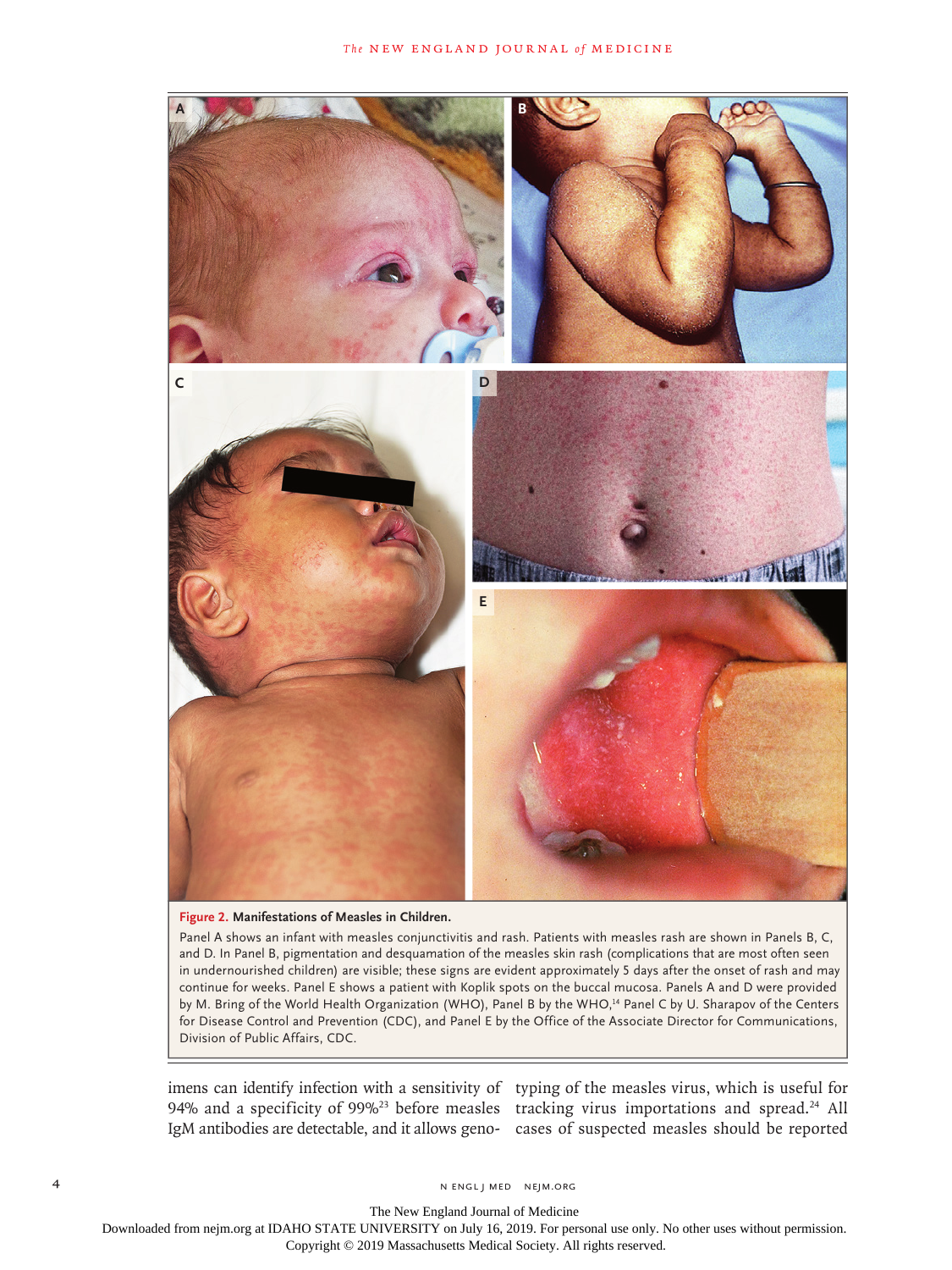**Figure 2. Manifestations of Measles in Children.**

Panel A shows an infant with measles conjunctivitis and rash. Patients with measles rash are shown in Panels B, C, and D. In Panel B, pigmentation and desquamation of the measles skin rash (complications that are most often seen in undernourished children) are visible; these signs are evident approximately 5 days after the onset of rash and may continue for weeks. Panel E shows a patient with Koplik spots on the buccal mucosa. Panels A and D were provided by M. Bring of the World Health Organization (WHO), Panel B by the WHO,[14] Panel C by U. Sharapov of the Centers for Disease Control and Prevention (CDC), and Panel E by the Office of the Associate Director for Communications, Division of Public Affairs, CDC.

imens can identify infection with a sensitivity of 94% and a specificity of 99%[23] before measles IgM antibodies are detectable, and it allows genotyping of the measles virus, which is useful for tracking virus importations and spread.[24] All cases of suspected measles should be reported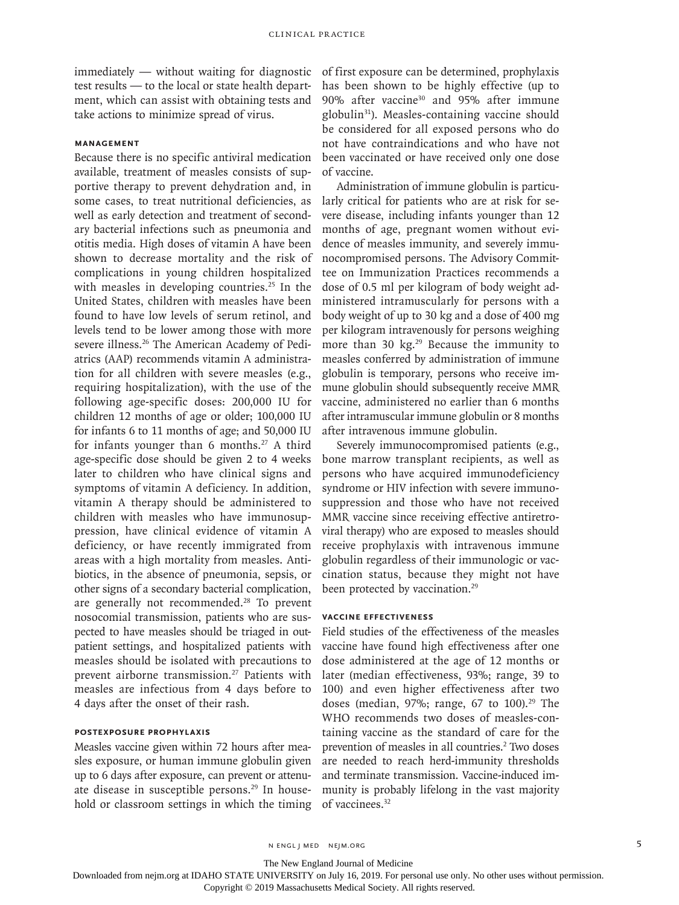immediately — without waiting for diagnostic test results — to the local or state health department, which can assist with obtaining tests and take actions to minimize spread of virus.

### MANAGEMENT

Because there is no specific antiviral medication available, treatment of measles consists of supportive therapy to prevent dehydration and, in some cases, to treat nutritional deficiencies, as well as early detection and treatment of secondary bacterial infections such as pneumonia and otitis media. High doses of vitamin A have been shown to decrease mortality and the risk of complications in young children hospitalized with measles in developing countries.[25] In the United States, children with measles have been found to have low levels of serum retinol, and levels tend to be lower among those with more severe illness.[26] The American Academy of Pediatrics (AAP) recommends vitamin A administration for all children with severe measles (e.g., requiring hospitalization), with the use of the following age-specific doses: 200,000 IU for children 12 months of age or older; 100,000 IU for infants 6 to 11 months of age; and 50,000 IU for infants younger than 6 months.[27] A third age-specific dose should be given 2 to 4 weeks later to children who have clinical signs and symptoms of vitamin A deficiency. In addition, vitamin A therapy should be administered to children with measles who have immunosuppression, have clinical evidence of vitamin A deficiency, or have recently immigrated from areas with a high mortality from measles. Antibiotics, in the absence of pneumonia, sepsis, or other signs of a secondary bacterial complication, are generally not recommended.[28] To prevent nosocomial transmission, patients who are suspected to have measles should be triaged in outpatient settings, and hospitalized patients with measles should be isolated with precautions to prevent airborne transmission.[27] Patients with measles are infectious from 4 days before to 4 days after the onset of their rash.

### POSTEXPOSURE PROPHYLAXIS

Measles vaccine given within 72 hours after measles exposure, or human immune globulin given up to 6 days after exposure, can prevent or attenuate disease in susceptible persons.[29] In household or classroom settings in which the timing of first exposure can be determined, prophylaxis has been shown to be highly effective (up to 90% after vaccine[30] and 95% after immune globulin[31]). Measles-containing vaccine should be considered for all exposed persons who do not have contraindications and who have not been vaccinated or have received only one dose of vaccine.

Administration of immune globulin is particularly critical for patients who are at risk for severe disease, including infants younger than 12 months of age, pregnant women without evidence of measles immunity, and severely immunocompromised persons. The Advisory Committee on Immunization Practices recommends a dose of 0.5 ml per kilogram of body weight administered intramuscularly for persons with a body weight of up to 30 kg and a dose of 400 mg per kilogram intravenously for persons weighing more than 30 kg.[29] Because the immunity to measles conferred by administration of immune globulin is temporary, persons who receive immune globulin should subsequently receive MMR vaccine, administered no earlier than 6 months after intramuscular immune globulin or 8 months after intravenous immune globulin.

Severely immunocompromised patients (e.g., bone marrow transplant recipients, as well as persons who have acquired immunodeficiency syndrome or HIV infection with severe immunosuppression and those who have not received MMR vaccine since receiving effective antiretroviral therapy) who are exposed to measles should receive prophylaxis with intravenous immune globulin regardless of their immunologic or vaccination status, because they might not have been protected by vaccination.[29]

### VACCINE EFFECTIVENESS

Field studies of the effectiveness of the measles vaccine have found high effectiveness after one dose administered at the age of 12 months or later (median effectiveness, 93%; range, 39 to 100) and even higher effectiveness after two doses (median, 97%; range, 67 to 100).[29] The WHO recommends two doses of measles-containing vaccine as the standard of care for the prevention of measles in all countries.[2] Two doses are needed to reach herd-immunity thresholds and terminate transmission. Vaccine-induced immunity is probably lifelong in the vast majority of vaccinees.[32]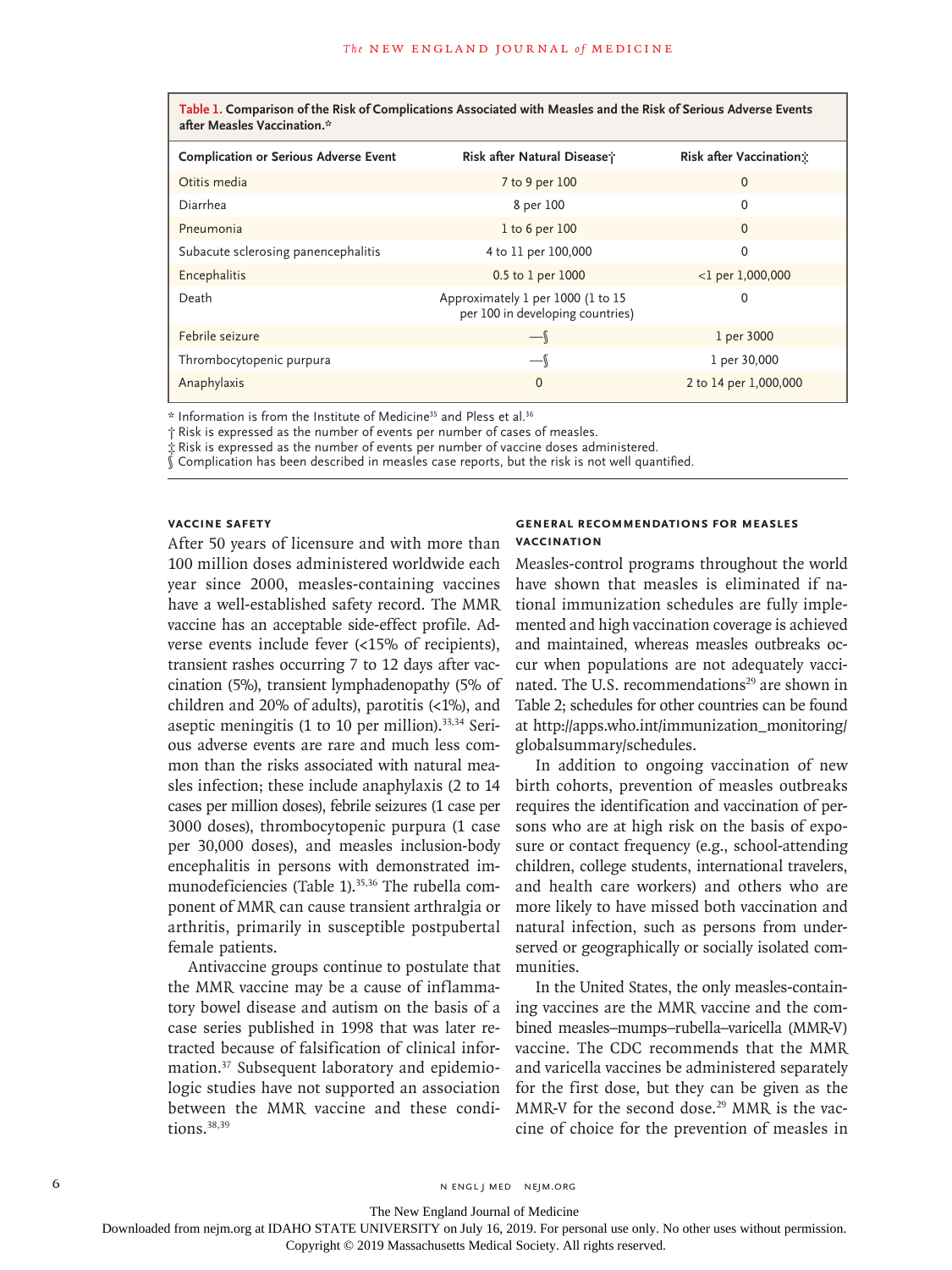**Table 1. Comparison of the Risk of Complications Associated with Measles and the Risk of Serious Adverse Events after Measles Vaccination.***

| Complication or Serious Adverse Event | Risk after Natural Disease† | Risk after Vaccination‡ |
|---|---|---|
| Otitis media | 7 to 9 per 100 | 0 |
| Diarrhea | 8 per 100 | 0 |
| Pneumonia | 1 to 6 per 100 | 0 |
| Subacute sclerosing panencephalitis | 4 to 11 per 100,000 | 0 |
| Encephalitis | 0.5 to 1 per 1000 | <1 per 1,000,000 |
| Death | Approximately 1 per 1000 (1 to 15 per 100 in developing countries) | 0 |
| Febrile seizure | —§ | 1 per 3000 |
| Thrombocytopenic purpura | —§ | 1 per 30,000 |
| Anaphylaxis | 0 | 2 to 14 per 1,000,000 |

\* Information is from the Institute of Medicine[35] and Pless et al.[36]

† Risk is expressed as the number of events per number of cases of measles.

‡ Risk is expressed as the number of events per number of vaccine doses administered.

§ Complication has been described in measles case reports, but the risk is not well quantified.

### VACCINE SAFETY

After 50 years of licensure and with more than 100 million doses administered worldwide each year since 2000, measles-containing vaccines have a well-established safety record. The MMR vaccine has an acceptable side-effect profile. Adverse events include fever (<15% of recipients), transient rashes occurring 7 to 12 days after vaccination (5%), transient lymphadenopathy (5% of children and 20% of adults), parotitis (<1%), and aseptic meningitis (1 to 10 per million).[33,34] Serious adverse events are rare and much less common than the risks associated with natural measles infection; these include anaphylaxis (2 to 14 cases per million doses), febrile seizures (1 case per 3000 doses), thrombocytopenic purpura (1 case per 30,000 doses), and measles inclusion-body encephalitis in persons with demonstrated immunodeficiencies (Table 1).[35,36] The rubella component of MMR can cause transient arthralgia or arthritis, primarily in susceptible postpubertal female patients.

Antivaccine groups continue to postulate that the MMR vaccine may be a cause of inflammatory bowel disease and autism on the basis of a case series published in 1998 that was later retracted because of falsification of clinical information.[37] Subsequent laboratory and epidemiologic studies have not supported an association between the MMR vaccine and these conditions.[38,39]

### GENERAL RECOMMENDATIONS FOR MEASLES VACCINATION

Measles-control programs throughout the world have shown that measles is eliminated if national immunization schedules are fully implemented and high vaccination coverage is achieved and maintained, whereas measles outbreaks occur when populations are not adequately vaccinated. The U.S. recommendations[29] are shown in Table 2; schedules for other countries can be found at http://apps.who.int/immunization_monitoring/globalsummary/schedules.

In addition to ongoing vaccination of new birth cohorts, prevention of measles outbreaks requires the identification and vaccination of persons who are at high risk on the basis of exposure or contact frequency (e.g., school-attending children, college students, international travelers, and health care workers) and others who are more likely to have missed both vaccination and natural infection, such as persons from underserved or geographically or socially isolated communities.

In the United States, the only measles-containing vaccines are the MMR vaccine and the combined measles–mumps–rubella–varicella (MMR-V) vaccine. The CDC recommends that the MMR and varicella vaccines be administered separately for the first dose, but they can be given as the MMR-V for the second dose.[29] MMR is the vaccine of choice for the prevention of measles in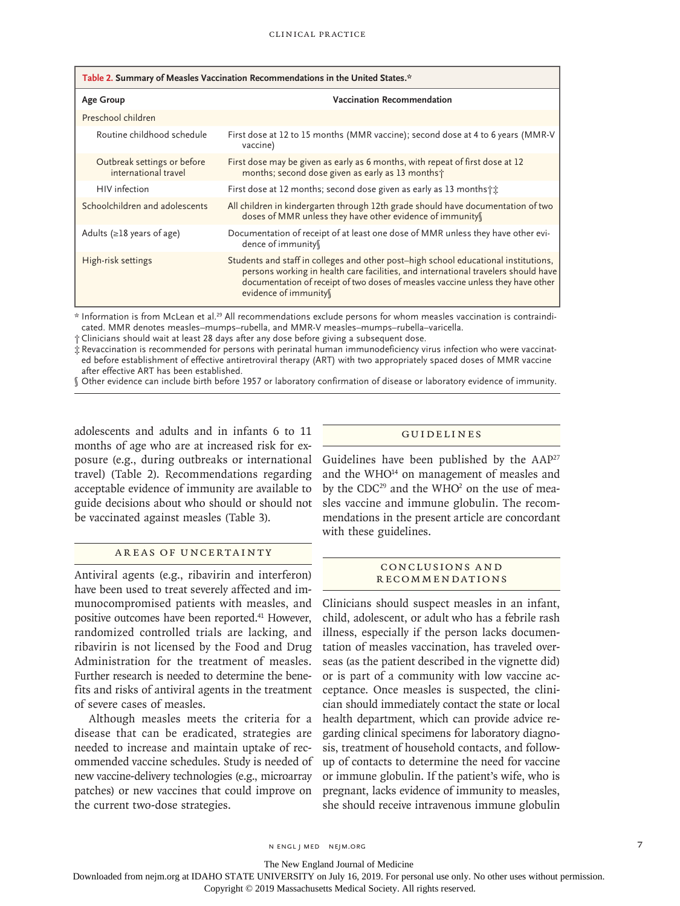**Table 2. Summary of Measles Vaccination Recommendations in the United States.***

| Age Group | Vaccination Recommendation |
|---|---|
| Preschool children | |
| Routine childhood schedule | First dose at 12 to 15 months (MMR vaccine); second dose at 4 to 6 years (MMR-V vaccine) |
| Outbreak settings or before international travel | First dose may be given as early as 6 months, with repeat of first dose at 12 months; second dose given as early as 13 months† |
| HIV infection | First dose at 12 months; second dose given as early as 13 months†‡ |
| Schoolchildren and adolescents | All children in kindergarten through 12th grade should have documentation of two doses of MMR unless they have other evidence of immunity§ |
| Adults (≥18 years of age) | Documentation of receipt of at least one dose of MMR unless they have other evidence of immunity§ |
| High-risk settings | Students and staff in colleges and other post–high school educational institutions, persons working in health care facilities, and international travelers should have documentation of receipt of two doses of measles vaccine unless they have other evidence of immunity§ |

\* Information is from McLean et al.[29] All recommendations exclude persons for whom measles vaccination is contraindicated. MMR denotes measles–mumps–rubella, and MMR-V measles–mumps–rubella–varicella.

† Clinicians should wait at least 28 days after any dose before giving a subsequent dose.

‡ Revaccination is recommended for persons with perinatal human immunodeficiency virus infection who were vaccinated before establishment of effective antiretroviral therapy (ART) with two appropriately spaced doses of MMR vaccine after effective ART has been established.

§ Other evidence can include birth before 1957 or laboratory confirmation of disease or laboratory evidence of immunity.

adolescents and adults and in infants 6 to 11 months of age who are at increased risk for exposure (e.g., during outbreaks or international travel) (Table 2). Recommendations regarding acceptable evidence of immunity are available to guide decisions about who should or should not be vaccinated against measles (Table 3).

## Areas of Uncertainty

Antiviral agents (e.g., ribavirin and interferon) have been used to treat severely affected and immunocompromised patients with measles, and positive outcomes have been reported.[41] However, randomized controlled trials are lacking, and ribavirin is not licensed by the Food and Drug Administration for the treatment of measles. Further research is needed to determine the benefits and risks of antiviral agents in the treatment of severe cases of measles.

Although measles meets the criteria for a disease that can be eradicated, strategies are needed to increase and maintain uptake of recommended vaccine schedules. Study is needed of new vaccine-delivery technologies (e.g., microarray patches) or new vaccines that could improve on the current two-dose strategies.

## Guidelines

Guidelines have been published by the AAP[27] and the WHO[14] on management of measles and by the CDC[29] and the WHO[2] on the use of measles vaccine and immune globulin. The recommendations in the present article are concordant with these guidelines.

## Conclusions and Recommendations

Clinicians should suspect measles in an infant, child, adolescent, or adult who has a febrile rash illness, especially if the person lacks documentation of measles vaccination, has traveled overseas (as the patient described in the vignette did) or is part of a community with low vaccine acceptance. Once measles is suspected, the clinician should immediately contact the state or local health department, which can provide advice regarding clinical specimens for laboratory diagnosis, treatment of household contacts, and follow-up of contacts to determine the need for vaccine or immune globulin. If the patient's wife, who is pregnant, lacks evidence of immunity to measles, she should receive intravenous immune globulin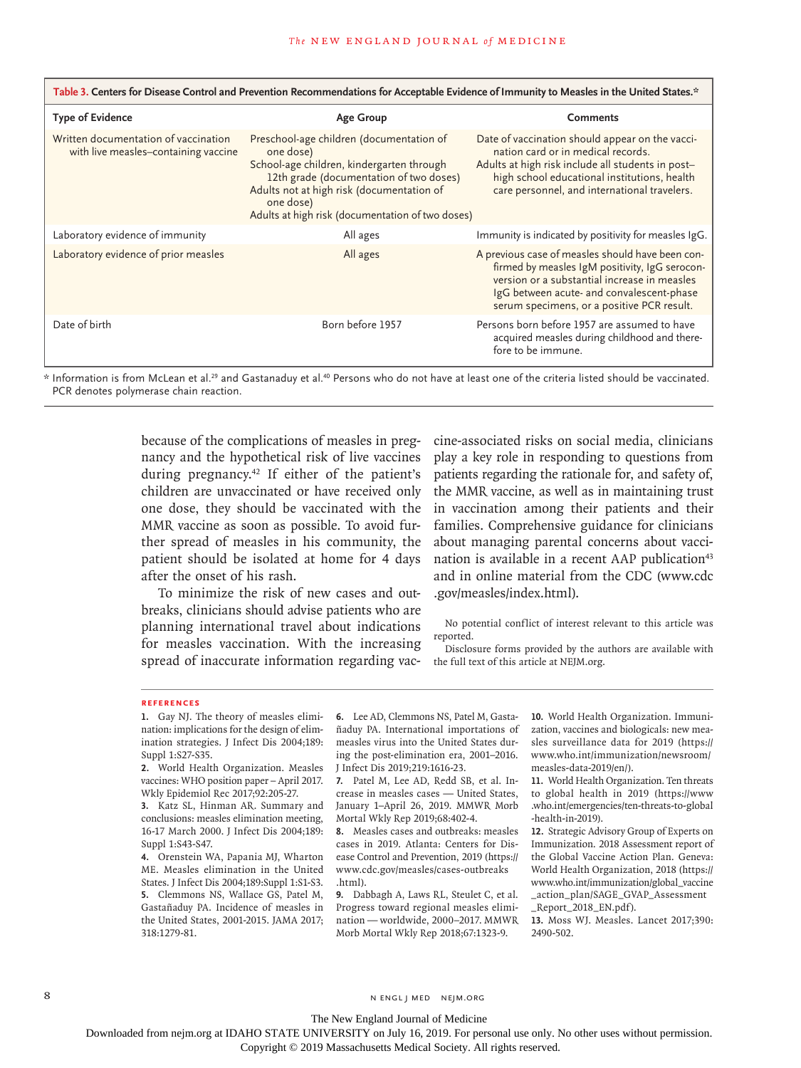**Table 3. Centers for Disease Control and Prevention Recommendations for Acceptable Evidence of Immunity to Measles in the United States.***

| Type of Evidence | Age Group | Comments |
|---|---|---|
| Written documentation of vaccination with live measles-containing vaccine | Preschool-age children (documentation of one dose)<br>School-age children, kindergarten through 12th grade (documentation of two doses)<br>Adults not at high risk (documentation of one dose)<br>Adults at high risk (documentation of two doses) | Date of vaccination should appear on the vaccination card or in medical records.<br>Adults at high risk include all students in post–high school educational institutions, health care personnel, and international travelers. |
| Laboratory evidence of immunity | All ages | Immunity is indicated by positivity for measles IgG. |
| Laboratory evidence of prior measles | All ages | A previous case of measles should have been confirmed by measles IgM positivity, IgG seroconversion or a substantial increase in measles IgG between acute- and convalescent-phase serum specimens, or a positive PCR result. |
| Date of birth | Born before 1957 | Persons born before 1957 are assumed to have acquired measles during childhood and therefore to be immune. |

\* Information is from McLean et al.[29] and Gastanaduy et al.[40] Persons who do not have at least one of the criteria listed should be vaccinated. PCR denotes polymerase chain reaction.

because of the complications of measles in pregnancy and the hypothetical risk of live vaccines during pregnancy.[42] If either of the patient's children are unvaccinated or have received only one dose, they should be vaccinated with the MMR vaccine as soon as possible. To avoid further spread of measles in his community, the patient should be isolated at home for 4 days after the onset of his rash.

To minimize the risk of new cases and outbreaks, clinicians should advise patients who are planning international travel about indications for measles vaccination. With the increasing spread of inaccurate information regarding vaccine-associated risks on social media, clinicians play a key role in responding to questions from patients regarding the rationale for, and safety of, the MMR vaccine, as well as in maintaining trust in vaccination among their patients and their families. Comprehensive guidance for clinicians about managing parental concerns about vaccination is available in a recent AAP publication[43] and in online material from the CDC (www.cdc.gov/measles/index.html).

No potential conflict of interest relevant to this article was reported.

Disclosure forms provided by the authors are available with the full text of this article at NEJM.org.

## References

1. Gay NJ. The theory of measles elimination: implications for the design of elimination strategies. J Infect Dis 2004;189:Suppl 1:S27-S35.
2. World Health Organization. Measles vaccines: WHO position paper – April 2017. Wkly Epidemiol Rec 2017;92:205-27.
3. Katz SL, Hinman AR. Summary and conclusions: measles elimination meeting, 16-17 March 2000. J Infect Dis 2004;189:Suppl 1:S43-S47.
4. Orenstein WA, Papania MJ, Wharton ME. Measles elimination in the United States. J Infect Dis 2004;189:Suppl 1:S1-S3.
5. Clemmons NS, Wallace GS, Patel M, Gastañaduy PA. Incidence of measles in the United States, 2001-2015. JAMA 2017;318:1279-81.
6. Lee AD, Clemmons NS, Patel M, Gastañaduy PA. International importations of measles virus into the United States during the post-elimination era, 2001–2016. J Infect Dis 2019;219:1616-23.
7. Patel M, Lee AD, Redd SB, et al. Increase in measles cases — United States, January 1–April 26, 2019. MMWR Morb Mortal Wkly Rep 2019;68:402-4.
8. Measles cases and outbreaks: measles cases in 2019. Atlanta: Centers for Disease Control and Prevention, 2019 (https://www.cdc.gov/measles/cases-outbreaks.html).
9. Dabbagh A, Laws RL, Steulet C, et al. Progress toward regional measles elimination — worldwide, 2000–2017. MMWR Morb Mortal Wkly Rep 2018;67:1323-9.
10. World Health Organization. Immunization, vaccines and biologicals: new measles surveillance data for 2019 (https://www.who.int/immunization/newsroom/measles-data-2019/en/).
11. World Health Organization. Ten threats to global health in 2019 (https://www.who.int/emergencies/ten-threats-to-global-health-in-2019).
12. Strategic Advisory Group of Experts on Immunization. 2018 Assessment report of the Global Vaccine Action Plan. Geneva: World Health Organization, 2018 (https://www.who.int/immunization/global_vaccine_action_plan/SAGE_GVAP_Assessment_Report_2018_EN.pdf).
13. Moss WJ. Measles. Lancet 2017;390:2490-502.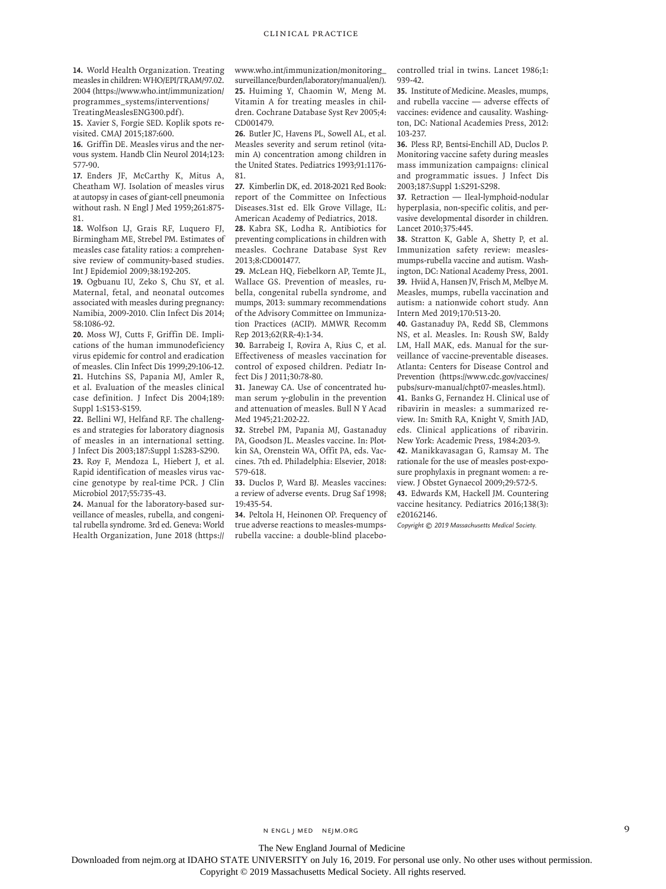14. World Health Organization. Treating measles in children: WHO/EPI/TRAM/97.02. 2004 (https://www.who.int/immunization/programmes_systems/interventions/TreatingMeaslesENG300.pdf).

15. Xavier S, Forgie SED. Koplik spots revisited. CMAJ 2015;187:600.

16. Griffin DE. Measles virus and the nervous system. Handb Clin Neurol 2014;123:577-90.

17. Enders JF, McCarthy K, Mitus A, Cheatham WJ. Isolation of measles virus at autopsy in cases of giant-cell pneumonia without rash. N Engl J Med 1959;261:875-81.

18. Wolfson LJ, Grais RF, Luquero FJ, Birmingham ME, Strebel PM. Estimates of measles case fatality ratios: a comprehensive review of community-based studies. Int J Epidemiol 2009;38:192-205.

19. Ogbuanu IU, Zeko S, Chu SY, et al. Maternal, fetal, and neonatal outcomes associated with measles during pregnancy: Namibia, 2009-2010. Clin Infect Dis 2014;58:1086-92.

20. Moss WJ, Cutts F, Griffin DE. Implications of the human immunodeficiency virus epidemic for control and eradication of measles. Clin Infect Dis 1999;29:106-12.

21. Hutchins SS, Papania MJ, Amler R, et al. Evaluation of the measles clinical case definition. J Infect Dis 2004;189:Suppl 1:S153-S159.

22. Bellini WJ, Helfand RF. The challenges and strategies for laboratory diagnosis of measles in an international setting. J Infect Dis 2003;187:Suppl 1:S283-S290.

23. Roy F, Mendoza L, Hiebert J, et al. Rapid identification of measles virus vaccine genotype by real-time PCR. J Clin Microbiol 2017;55:735-43.

24. Manual for the laboratory-based surveillance of measles, rubella, and congenital rubella syndrome. 3rd ed. Geneva: World Health Organization, June 2018 (https://www.who.int/immunization/monitoring_surveillance/burden/laboratory/manual/en/).

25. Huiming Y, Chaomin W, Meng M. Vitamin A for treating measles in children. Cochrane Database Syst Rev 2005;4:CD001479.

26. Butler JC, Havens PL, Sowell AL, et al. Measles severity and serum retinol (vitamin A) concentration among children in the United States. Pediatrics 1993;91:1176-81.

27. Kimberlin DK, ed. 2018-2021 Red Book: report of the Committee on Infectious Diseases.31st ed. Elk Grove Village, IL: American Academy of Pediatrics, 2018.

28. Kabra SK, Lodha R. Antibiotics for preventing complications in children with measles. Cochrane Database Syst Rev 2013;8:CD001477.

29. McLean HQ, Fiebelkorn AP, Temte JL, Wallace GS. Prevention of measles, rubella, congenital rubella syndrome, and mumps, 2013: summary recommendations of the Advisory Committee on Immunization Practices (ACIP). MMWR Recomm Rep 2013;62(RR-4):1-34.

30. Barrabeig I, Rovira A, Rius C, et al. Effectiveness of measles vaccination for control of exposed children. Pediatr Infect Dis J 2011;30:78-80.

31. Janeway CA. Use of concentrated human serum γ-globulin in the prevention and attenuation of measles. Bull N Y Acad Med 1945;21:202-22.

32. Strebel PM, Papania MJ, Gastanaduy PA, Goodson JL. Measles vaccine. In: Plotkin SA, Orenstein WA, Offit PA, eds. Vaccines. 7th ed. Philadelphia: Elsevier, 2018:579-618.

33. Duclos P, Ward BJ. Measles vaccines: a review of adverse events. Drug Saf 1998;19:435-54.

34. Peltola H, Heinonen OP. Frequency of true adverse reactions to measles-mumps-rubella vaccine: a double-blind placebo-controlled trial in twins. Lancet 1986;1:939-42.

35. Institute of Medicine. Measles, mumps, and rubella vaccine — adverse effects of vaccines: evidence and causality. Washington, DC: National Academies Press, 2012:103-237.

36. Pless RP, Bentsi-Enchill AD, Duclos P. Monitoring vaccine safety during measles mass immunization campaigns: clinical and programmatic issues. J Infect Dis 2003;187:Suppl 1:S291-S298.

37. Retraction — Ileal-lymphoid-nodular hyperplasia, non-specific colitis, and pervasive developmental disorder in children. Lancet 2010;375:445.

38. Stratton K, Gable A, Shetty P, et al. Immunization safety review: measles-mumps-rubella vaccine and autism. Washington, DC: National Academy Press, 2001.

39. Hviid A, Hansen JV, Frisch M, Melbye M. Measles, mumps, rubella vaccination and autism: a nationwide cohort study. Ann Intern Med 2019;170:513-20.

40. Gastanaduy PA, Redd SB, Clemmons NS, et al. Measles. In: Roush SW, Baldy LM, Hall MAK, eds. Manual for the surveillance of vaccine-preventable diseases. Atlanta: Centers for Disease Control and Prevention (https://www.cdc.gov/vaccines/pubs/surv-manual/chpt07-measles.html).

41. Banks G, Fernandez H. Clinical use of ribavirin in measles: a summarized review. In: Smith RA, Knight V, Smith JAD, eds. Clinical applications of ribavirin. New York: Academic Press, 1984:203-9.

42. Manikkavasagan G, Ramsay M. The rationale for the use of measles post-exposure prophylaxis in pregnant women: a review. J Obstet Gynaecol 2009;29:572-5.

43. Edwards KM, Hackell JM. Countering vaccine hesitancy. Pediatrics 2016;138(3):e20162146.

*Copyright © 2019 Massachusetts Medical Society.*